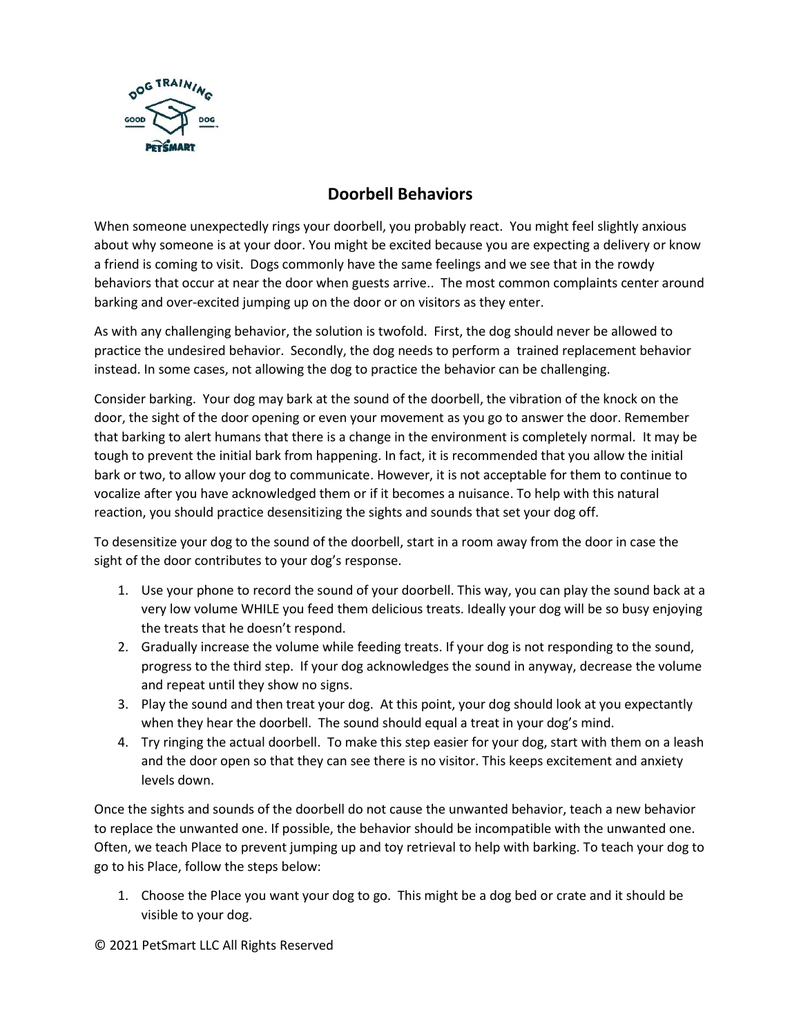# Doorbell Behaviors

When someone unexpectedly rings your doorbell, you probably react. You might feel slightly anxious about why someone is at your door. You might be excited because you are expecting a delivery or know a friend is coming to visit. Dogs commonly have the same feelings and we see that in the rowdy behaviors that occur at near the door when guests arrive.. The most common complaints center around barking and over-excited jumping up on the door or on visitors as they enter.

As with any challenging behavior, the solution is twofold. First, the dog should never be allowed to practice the undesired behavior. Secondly, the dog needs to perform a trained replacement behavior instead. In some cases, not allowing the dog to practice the behavior can be challenging.

Consider barking. Your dog may bark at the sound of the doorbell, the vibration of the knock on the door, the sight of the door opening or even your movement as you go to answer the door. Remember that barking to alert humans that there is a change in the environment is completely normal. It may be tough to prevent the initial bark from happening. In fact, it is recommended that you allow the initial bark or two, to allow your dog to communicate. However, it is not acceptable for them to continue to vocalize after you have acknowledged them or if it becomes a nuisance. To help with this natural reaction, you should practice desensitizing the sights and sounds that set your dog off.

To desensitize your dog to the sound of the doorbell, start in a room away from the door in case the sight of the door contributes to your dog's response.

1. Use your phone to record the sound of your doorbell. This way, you can play the sound back at a very low volume WHILE you feed them delicious treats. Ideally your dog will be so busy enjoying the treats that he doesn't respond.
2. Gradually increase the volume while feeding treats. If your dog is not responding to the sound, progress to the third step. If your dog acknowledges the sound in anyway, decrease the volume and repeat until they show no signs.
3. Play the sound and then treat your dog. At this point, your dog should look at you expectantly when they hear the doorbell. The sound should equal a treat in your dog's mind.
4. Try ringing the actual doorbell. To make this step easier for your dog, start with them on a leash and the door open so that they can see there is no visitor. This keeps excitement and anxiety levels down.

Once the sights and sounds of the doorbell do not cause the unwanted behavior, teach a new behavior to replace the unwanted one. If possible, the behavior should be incompatible with the unwanted one. Often, we teach Place to prevent jumping up and toy retrieval to help with barking. To teach your dog to go to his Place, follow the steps below:

1. Choose the Place you want your dog to go. This might be a dog bed or crate and it should be visible to your dog.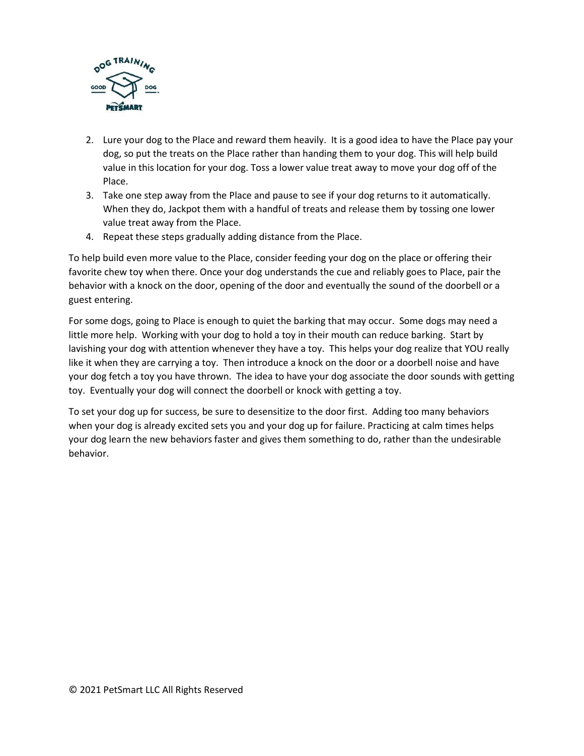2. Lure your dog to the Place and reward them heavily. It is a good idea to have the Place pay your dog, so put the treats on the Place rather than handing them to your dog. This will help build value in this location for your dog. Toss a lower value treat away to move your dog off of the Place.
3. Take one step away from the Place and pause to see if your dog returns to it automatically. When they do, Jackpot them with a handful of treats and release them by tossing one lower value treat away from the Place.
4. Repeat these steps gradually adding distance from the Place.

To help build even more value to the Place, consider feeding your dog on the place or offering their favorite chew toy when there. Once your dog understands the cue and reliably goes to Place, pair the behavior with a knock on the door, opening of the door and eventually the sound of the doorbell or a guest entering.

For some dogs, going to Place is enough to quiet the barking that may occur. Some dogs may need a little more help. Working with your dog to hold a toy in their mouth can reduce barking. Start by lavishing your dog with attention whenever they have a toy. This helps your dog realize that YOU really like it when they are carrying a toy. Then introduce a knock on the door or a doorbell noise and have your dog fetch a toy you have thrown. The idea to have your dog associate the door sounds with getting toy. Eventually your dog will connect the doorbell or knock with getting a toy.

To set your dog up for success, be sure to desensitize to the door first. Adding too many behaviors when your dog is already excited sets you and your dog up for failure. Practicing at calm times helps your dog learn the new behaviors faster and gives them something to do, rather than the undesirable behavior.

© 2021 PetSmart LLC All Rights Reserved